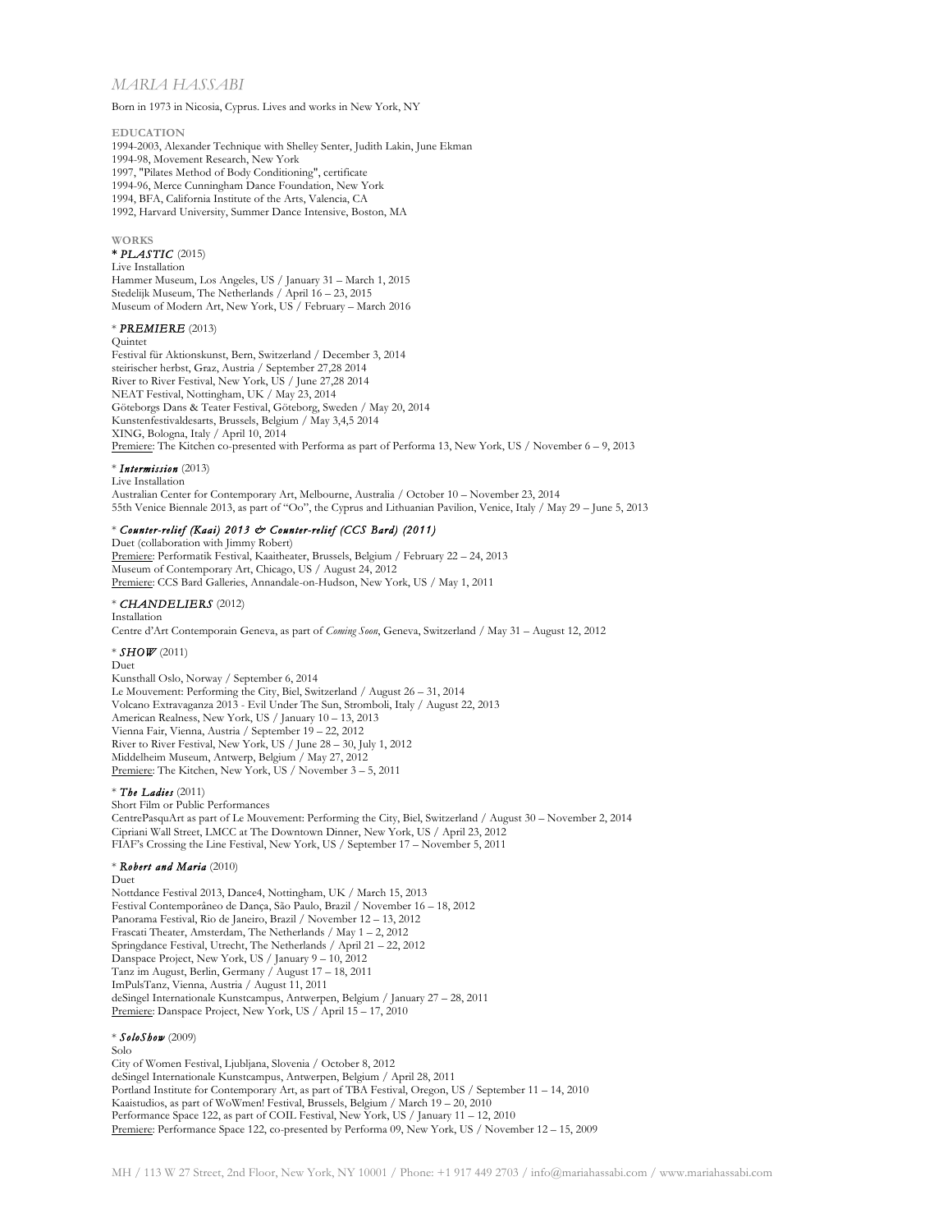# MARIA HASSABI

Born in 1973 in Nicosia, Cyprus. Lives and works in New York, NY

## EDUCATION

1994-2003, Alexander Technique with Shelley Senter, Judith Lakin, June Ekman
1994-98, Movement Research, New York
1997, "Pilates Method of Body Conditioning", certificate
1994-96, Merce Cunningham Dance Foundation, New York
1994, BFA, California Institute of the Arts, Valencia, CA
1992, Harvard University, Summer Dance Intensive, Boston, MA

## WORKS

*** *PLASTIC* (2015)**
Live Installation
Hammer Museum, Los Angeles, US / January 31 – March 1, 2015
Stedelijk Museum, The Netherlands / April 16 – 23, 2015
Museum of Modern Art, New York, US / February – March 2016

\* ***PREMIERE*** (2013)
Quintet
Festival für Aktionskunst, Bern, Switzerland / December 3, 2014
steirischer herbst, Graz, Austria / September 27,28 2014
River to River Festival, New York, US / June 27,28 2014
NEAT Festival, Nottingham, UK / May 23, 2014
Göteborgs Dans & Teater Festival, Göteborg, Sweden / May 20, 2014
Kunstenfestivaldesarts, Brussels, Belgium / May 3,4,5 2014
XING, Bologna, Italy / April 10, 2014
Premiere: The Kitchen co-presented with Performa as part of Performa 13, New York, US / November 6 – 9, 2013

\* ***Intermission*** (2013)
Live Installation
Australian Center for Contemporary Art, Melbourne, Australia / October 10 – November 23, 2014
55th Venice Biennale 2013, as part of "Oo", the Cyprus and Lithuanian Pavilion, Venice, Italy / May 29 – June 5, 2013

\* ***Counter-relief (Kaai) 2013 & Counter-relief (CCS Bard) (2011)***
Duet (collaboration with Jimmy Robert)
Premiere: Performatik Festival, Kaaitheater, Brussels, Belgium / February 22 – 24, 2013
Museum of Contemporary Art, Chicago, US / August 24, 2012
Premiere: CCS Bard Galleries, Annandale-on-Hudson, New York, US / May 1, 2011

\* ***CHANDELIERS*** (2012)
Installation
Centre d'Art Contemporain Geneva, as part of *Coming Soon*, Geneva, Switzerland / May 31 – August 12, 2012

\* ***SHOW*** (2011)
Duet
Kunsthall Oslo, Norway / September 6, 2014
Le Mouvement: Performing the City, Biel, Switzerland / August 26 – 31, 2014
Volcano Extravaganza 2013 - Evil Under The Sun, Stromboli, Italy / August 22, 2013
American Realness, New York, US / January 10 – 13, 2013
Vienna Fair, Vienna, Austria / September 19 – 22, 2012
River to River Festival, New York, US / June 28 – 30, July 1, 2012
Middelheim Museum, Antwerp, Belgium / May 27, 2012
Premiere: The Kitchen, New York, US / November 3 – 5, 2011

\* ***The Ladies*** (2011)
Short Film or Public Performances
CentrePasquArt as part of Le Mouvement: Performing the City, Biel, Switzerland / August 30 – November 2, 2014
Cipriani Wall Street, LMCC at The Downtown Dinner, New York, US / April 23, 2012
FIAF's Crossing the Line Festival, New York, US / September 17 – November 5, 2011

\* ***Robert and Maria*** (2010)
Duet
Nottdance Festival 2013, Dance4, Nottingham, UK / March 15, 2013
Festival Contemporâneo de Dança, São Paulo, Brazil / November 16 – 18, 2012
Panorama Festival, Rio de Janeiro, Brazil / November 12 – 13, 2012
Frascati Theater, Amsterdam, The Netherlands / May 1 – 2, 2012
Springdance Festival, Utrecht, The Netherlands / April 21 – 22, 2012
Danspace Project, New York, US / January 9 – 10, 2012
Tanz im August, Berlin, Germany / August 17 – 18, 2011
ImPulsTanz, Vienna, Austria / August 11, 2011
deSingel Internationale Kunstcampus, Antwerpen, Belgium / January 27 – 28, 2011
Premiere: Danspace Project, New York, US / April 15 – 17, 2010

\* ***SoloShow*** (2009)
Solo
City of Women Festival, Ljubljana, Slovenia / October 8, 2012
deSingel Internationale Kunstcampus, Antwerpen, Belgium / April 28, 2011
Portland Institute for Contemporary Art, as part of TBA Festival, Oregon, US / September 11 – 14, 2010
Kaaistudios, as part of WoWmen! Festival, Brussels, Belgium / March 19 – 20, 2010
Performance Space 122, as part of COIL Festival, New York, US / January 11 – 12, 2010
Premiere: Performance Space 122, co-presented by Performa 09, New York, US / November 12 – 15, 2009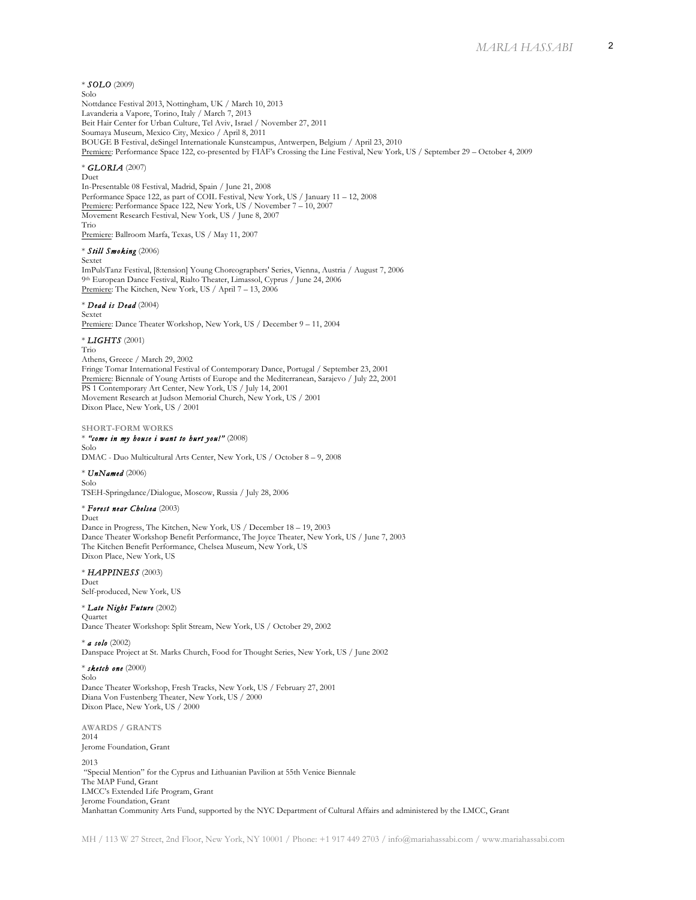\* ***SOLO*** (2009)
Solo
Nottdance Festival 2013, Nottingham, UK / March 10, 2013
Lavanderia a Vapore, Torino, Italy / March 7, 2013
Beit Hair Center for Urban Culture, Tel Aviv, Israel / November 27, 2011
Soumaya Museum, Mexico City, Mexico / April 8, 2011
BOUGE B Festival, deSingel Internationale Kunstcampus, Antwerpen, Belgium / April 23, 2010
Premiere: Performance Space 122, co-presented by FIAF's Crossing the Line Festival, New York, US / September 29 – October 4, 2009

\* ***GLORIA*** (2007)
Duet
In-Presentable 08 Festival, Madrid, Spain / June 21, 2008
Performance Space 122, as part of COIL Festival, New York, US / January 11 – 12, 2008
Premiere: Performance Space 122, New York, US / November 7 – 10, 2007
Movement Research Festival, New York, US / June 8, 2007
Trio
Premiere: Ballroom Marfa, Texas, US / May 11, 2007

\* ***Still Smoking*** (2006)
Sextet
ImPulsTanz Festival, [8:tension] Young Choreographers' Series, Vienna, Austria / August 7, 2006
9th European Dance Festival, Rialto Theater, Limassol, Cyprus / June 24, 2006
Premiere: The Kitchen, New York, US / April 7 – 13, 2006

\* ***Dead is Dead*** (2004)
Sextet
Premiere: Dance Theater Workshop, New York, US / December 9 – 11, 2004

\* ***LIGHTS*** (2001)
Trio
Athens, Greece / March 29, 2002
Fringe Tomar International Festival of Contemporary Dance, Portugal / September 23, 2001
Premiere: Biennale of Young Artists of Europe and the Mediterranean, Sarajevo / July 22, 2001
PS 1 Contemporary Art Center, New York, US / July 14, 2001
Movement Research at Judson Memorial Church, New York, US / 2001
Dixon Place, New York, US / 2001

**SHORT-FORM WORKS**

\* ***"come in my house i want to hurt you!"*** (2008)
Solo
DMAC - Duo Multicultural Arts Center, New York, US / October 8 – 9, 2008

\* ***UnNamed*** (2006)
Solo
TSEH-Springdance/Dialogue, Moscow, Russia / July 28, 2006

\* ***Forest near Chelsea*** (2003)
Duet
Dance in Progress, The Kitchen, New York, US / December 18 – 19, 2003
Dance Theater Workshop Benefit Performance, The Joyce Theater, New York, US / June 7, 2003
The Kitchen Benefit Performance, Chelsea Museum, New York, US
Dixon Place, New York, US

\* ***HAPPINESS*** (2003)
Duet
Self-produced, New York, US

\* ***Late Night Future*** (2002)
Quartet
Dance Theater Workshop: Split Stream, New York, US / October 29, 2002

\* ***a solo*** (2002)
Danspace Project at St. Marks Church, Food for Thought Series, New York, US / June 2002

\* ***sketch one*** (2000)
Solo
Dance Theater Workshop, Fresh Tracks, New York, US / February 27, 2001
Diana Von Fustenberg Theater, New York, US / 2000
Dixon Place, New York, US / 2000

**AWARDS / GRANTS**

2014
Jerome Foundation, Grant

2013
"Special Mention" for the Cyprus and Lithuanian Pavilion at 55th Venice Biennale
The MAP Fund, Grant
LMCC's Extended Life Program, Grant
Jerome Foundation, Grant
Manhattan Community Arts Fund, supported by the NYC Department of Cultural Affairs and administered by the LMCC, Grant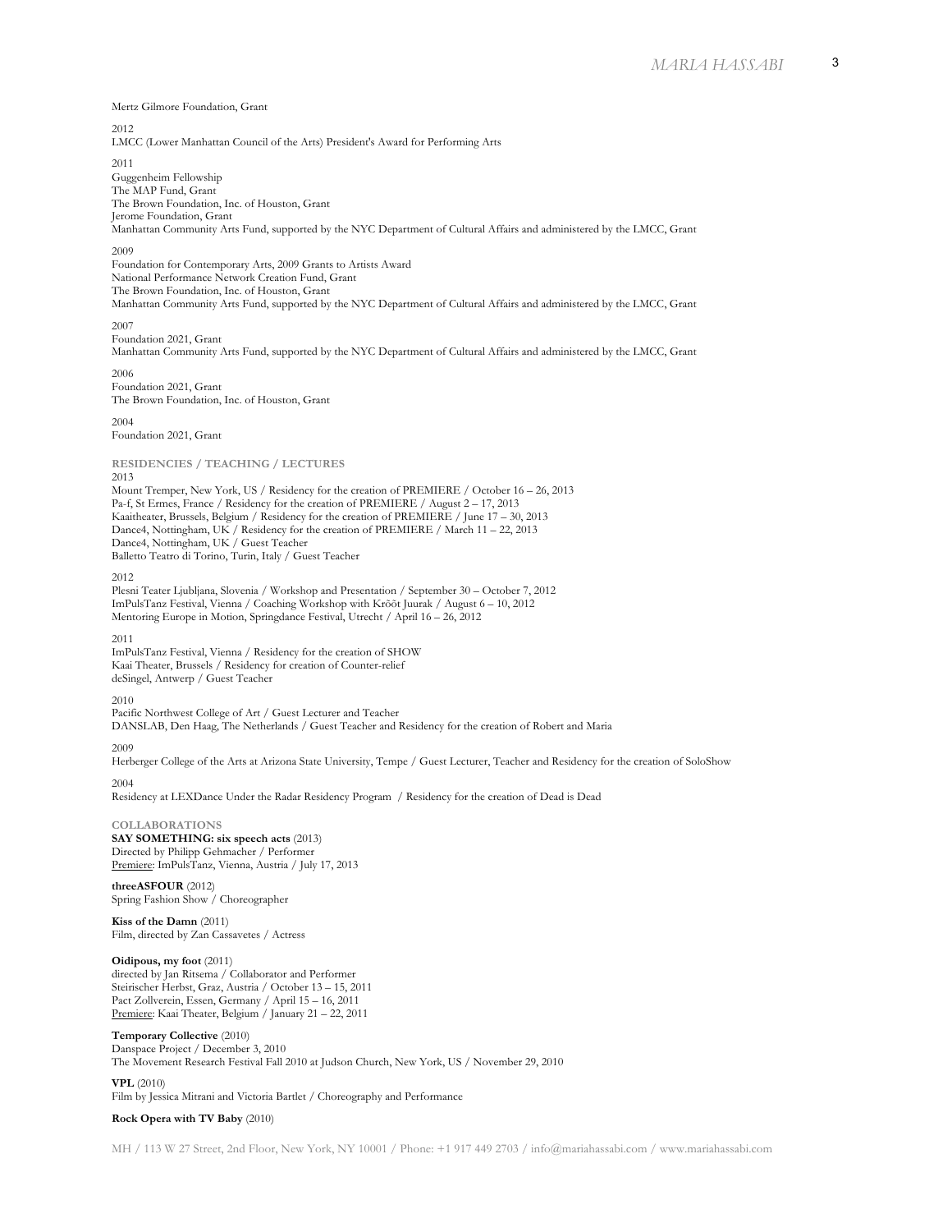Mertz Gilmore Foundation, Grant

2012
LMCC (Lower Manhattan Council of the Arts) President's Award for Performing Arts

2011
Guggenheim Fellowship
The MAP Fund, Grant
The Brown Foundation, Inc. of Houston, Grant
Jerome Foundation, Grant
Manhattan Community Arts Fund, supported by the NYC Department of Cultural Affairs and administered by the LMCC, Grant

2009
Foundation for Contemporary Arts, 2009 Grants to Artists Award
National Performance Network Creation Fund, Grant
The Brown Foundation, Inc. of Houston, Grant
Manhattan Community Arts Fund, supported by the NYC Department of Cultural Affairs and administered by the LMCC, Grant

2007
Foundation 2021, Grant
Manhattan Community Arts Fund, supported by the NYC Department of Cultural Affairs and administered by the LMCC, Grant

2006
Foundation 2021, Grant
The Brown Foundation, Inc. of Houston, Grant

2004
Foundation 2021, Grant

## RESIDENCIES / TEACHING / LECTURES

2013
Mount Tremper, New York, US / Residency for the creation of PREMIERE / October 16 – 26, 2013
Pa-f, St Ermes, France / Residency for the creation of PREMIERE / August 2 – 17, 2013
Kaaitheater, Brussels, Belgium / Residency for the creation of PREMIERE / June 17 – 30, 2013
Dance4, Nottingham, UK / Residency for the creation of PREMIERE / March 11 – 22, 2013
Dance4, Nottingham, UK / Guest Teacher
Balletto Teatro di Torino, Turin, Italy / Guest Teacher

2012
Plesni Teater Ljubljana, Slovenia / Workshop and Presentation / September 30 – October 7, 2012
ImPulsTanz Festival, Vienna / Coaching Workshop with Krõõt Juurak / August 6 – 10, 2012
Mentoring Europe in Motion, Springdance Festival, Utrecht / April 16 – 26, 2012

2011
ImPulsTanz Festival, Vienna / Residency for the creation of SHOW
Kaai Theater, Brussels / Residency for creation of Counter-relief
deSingel, Antwerp / Guest Teacher

2010
Pacific Northwest College of Art / Guest Lecturer and Teacher
DANSLAB, Den Haag, The Netherlands / Guest Teacher and Residency for the creation of Robert and Maria

2009
Herberger College of the Arts at Arizona State University, Tempe / Guest Lecturer, Teacher and Residency for the creation of SoloShow

2004
Residency at LEXDance Under the Radar Residency Program / Residency for the creation of Dead is Dead

## COLLABORATIONS

**SAY SOMETHING: six speech acts** (2013)
Directed by Philipp Gehmacher / Performer
Premiere: ImPulsTanz, Vienna, Austria / July 17, 2013

**threeASFOUR** (2012)
Spring Fashion Show / Choreographer

**Kiss of the Damn** (2011)
Film, directed by Zan Cassavetes / Actress

**Oidipous, my foot** (2011)
directed by Jan Ritsema / Collaborator and Performer
Steirischer Herbst, Graz, Austria / October 13 – 15, 2011
Pact Zollverein, Essen, Germany / April 15 – 16, 2011
Premiere: Kaai Theater, Belgium / January 21 – 22, 2011

**Temporary Collective** (2010)
Danspace Project / December 3, 2010
The Movement Research Festival Fall 2010 at Judson Church, New York, US / November 29, 2010

**VPL** (2010)
Film by Jessica Mitrani and Victoria Bartlet / Choreography and Performance

**Rock Opera with TV Baby** (2010)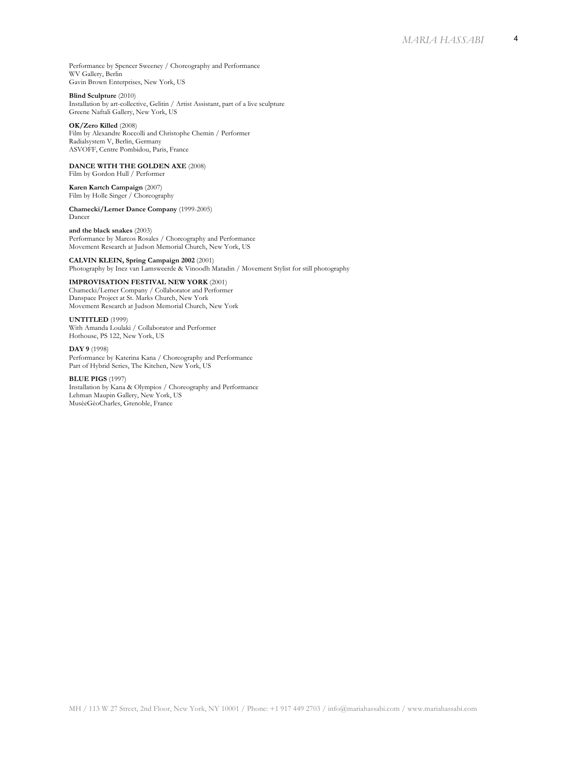Performance by Spencer Sweeney / Choreography and Performance
WV Gallery, Berlin
Gavin Brown Enterprises, New York, US

**Blind Sculpture** (2010)
Installation by art-collective, Gelitin / Artist Assistant, part of a live sculpture
Greene Naftali Gallery, New York, US

**OK/Zero Killed** (2008)
Film by Alexandre Roccolli and Christophe Chemin / Performer
Radialsystem V, Berlin, Germany
ASVOFF, Centre Pombidou, Paris, France

**DANCE WITH THE GOLDEN AXE** (2008)
Film by Gordon Hull / Performer

**Karen Kartch Campaign** (2007)
Film by Holle Singer / Choreography

**Chamecki/Lerner Dance Company** (1999-2005)
Dancer

**and the black snakes** (2003)
Performance by Marcos Rosales / Choreography and Performance
Movement Research at Judson Memorial Church, New York, US

**CALVIN KLEIN, Spring Campaign 2002** (2001)
Photography by Inez van Lamsweerde & Vinoodh Matadin / Movement Stylist for still photography

**IMPROVISATION FESTIVAL NEW YORK** (2001)
Chamecki/Lerner Company / Collaborator and Performer
Danspace Project at St. Marks Church, New York
Movement Research at Judson Memorial Church, New York

**UNTITLED** (1999)
With Amanda Loulaki / Collaborator and Performer
Hothouse, PS 122, New York, US

**DAY 9** (1998)
Performance by Katerina Kana / Choreography and Performance
Part of Hybrid Series, The Kitchen, New York, US

**BLUE PIGS** (1997)
Installation by Kana & Olympios / Choreography and Performance
Lehman Maupin Gallery, New York, US
MusèeGèoCharles, Grenoble, France